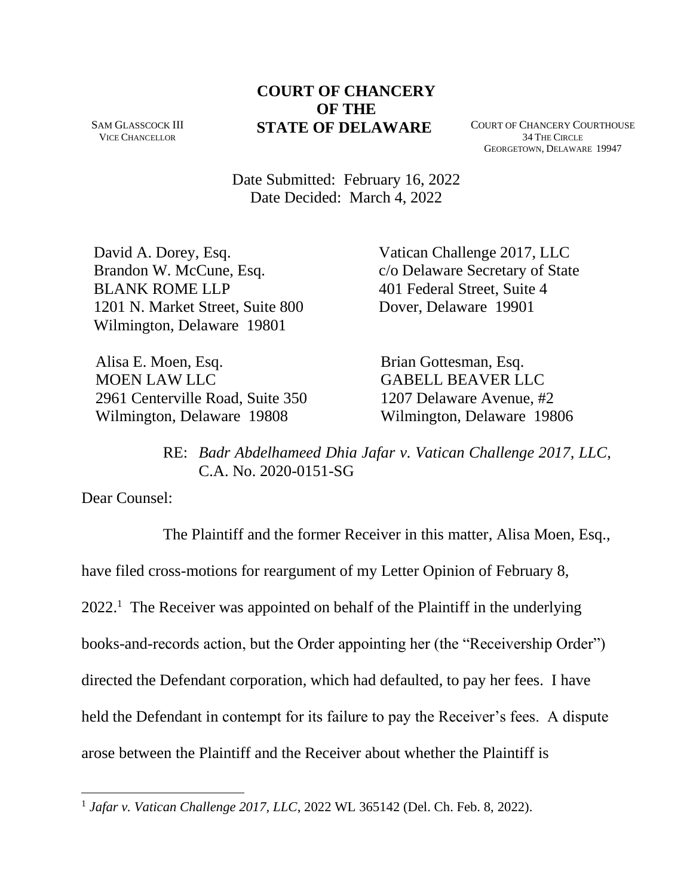**COURT OF CHANCERY**
**OF THE**
**STATE OF DELAWARE**

SAM GLASSCOCK III
VICE CHANCELLOR

COURT OF CHANCERY COURTHOUSE
34 THE CIRCLE
GEORGETOWN, DELAWARE 19947

Date Submitted: February 16, 2022
Date Decided: March 4, 2022

David A. Dorey, Esq.
Brandon W. McCune, Esq.
BLANK ROME LLP
1201 N. Market Street, Suite 800
Wilmington, Delaware 19801

Vatican Challenge 2017, LLC
c/o Delaware Secretary of State
401 Federal Street, Suite 4
Dover, Delaware 19901

Alisa E. Moen, Esq.
MOEN LAW LLC
2961 Centerville Road, Suite 350
Wilmington, Delaware 19808

Brian Gottesman, Esq.
GABELL BEAVER LLC
1207 Delaware Avenue, #2
Wilmington, Delaware 19806

RE: *Badr Abdelhameed Dhia Jafar v. Vatican Challenge 2017, LLC*, C.A. No. 2020-0151-SG

Dear Counsel:

The Plaintiff and the former Receiver in this matter, Alisa Moen, Esq., have filed cross-motions for reargument of my Letter Opinion of February 8, 2022.[1] The Receiver was appointed on behalf of the Plaintiff in the underlying books-and-records action, but the Order appointing her (the "Receivership Order") directed the Defendant corporation, which had defaulted, to pay her fees. I have held the Defendant in contempt for its failure to pay the Receiver's fees. A dispute arose between the Plaintiff and the Receiver about whether the Plaintiff is

[1] *Jafar v. Vatican Challenge 2017, LLC*, 2022 WL 365142 (Del. Ch. Feb. 8, 2022).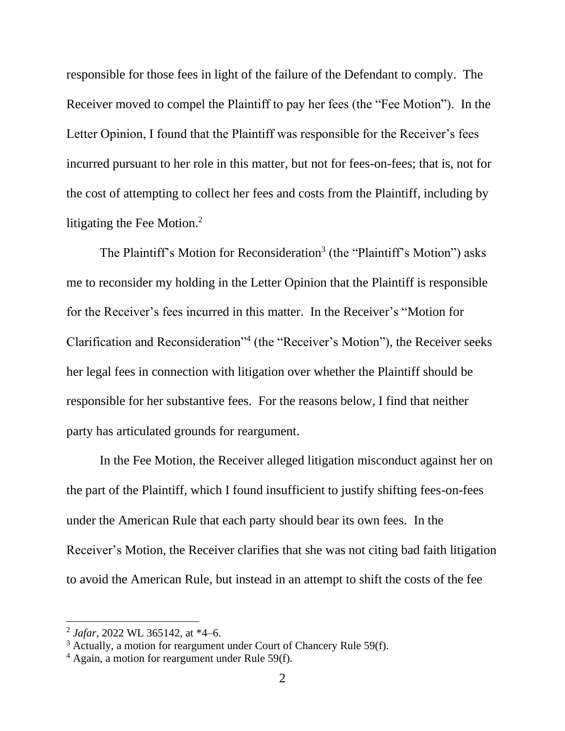responsible for those fees in light of the failure of the Defendant to comply. The Receiver moved to compel the Plaintiff to pay her fees (the "Fee Motion"). In the Letter Opinion, I found that the Plaintiff was responsible for the Receiver's fees incurred pursuant to her role in this matter, but not for fees-on-fees; that is, not for the cost of attempting to collect her fees and costs from the Plaintiff, including by litigating the Fee Motion.[2]

The Plaintiff's Motion for Reconsideration[3] (the "Plaintiff's Motion") asks me to reconsider my holding in the Letter Opinion that the Plaintiff is responsible for the Receiver's fees incurred in this matter. In the Receiver's "Motion for Clarification and Reconsideration"[4] (the "Receiver's Motion"), the Receiver seeks her legal fees in connection with litigation over whether the Plaintiff should be responsible for her substantive fees. For the reasons below, I find that neither party has articulated grounds for reargument.

In the Fee Motion, the Receiver alleged litigation misconduct against her on the part of the Plaintiff, which I found insufficient to justify shifting fees-on-fees under the American Rule that each party should bear its own fees. In the Receiver's Motion, the Receiver clarifies that she was not citing bad faith litigation to avoid the American Rule, but instead in an attempt to shift the costs of the fee

---

[2] *Jafar*, 2022 WL 365142, at *4–6.

[3] Actually, a motion for reargument under Court of Chancery Rule 59(f).

[4] Again, a motion for reargument under Rule 59(f).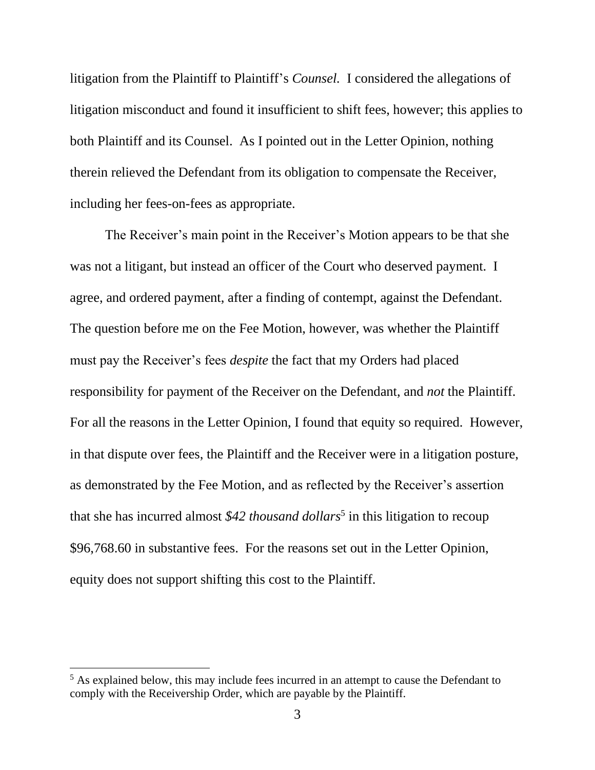litigation from the Plaintiff to Plaintiff's *Counsel.* I considered the allegations of litigation misconduct and found it insufficient to shift fees, however; this applies to both Plaintiff and its Counsel. As I pointed out in the Letter Opinion, nothing therein relieved the Defendant from its obligation to compensate the Receiver, including her fees-on-fees as appropriate.

The Receiver's main point in the Receiver's Motion appears to be that she was not a litigant, but instead an officer of the Court who deserved payment. I agree, and ordered payment, after a finding of contempt, against the Defendant. The question before me on the Fee Motion, however, was whether the Plaintiff must pay the Receiver's fees *despite* the fact that my Orders had placed responsibility for payment of the Receiver on the Defendant, and *not* the Plaintiff. For all the reasons in the Letter Opinion, I found that equity so required. However, in that dispute over fees, the Plaintiff and the Receiver were in a litigation posture, as demonstrated by the Fee Motion, and as reflected by the Receiver's assertion that she has incurred almost *$42 thousand dollars*[5] in this litigation to recoup $96,768.60 in substantive fees. For the reasons set out in the Letter Opinion, equity does not support shifting this cost to the Plaintiff.

[5] As explained below, this may include fees incurred in an attempt to cause the Defendant to comply with the Receivership Order, which are payable by the Plaintiff.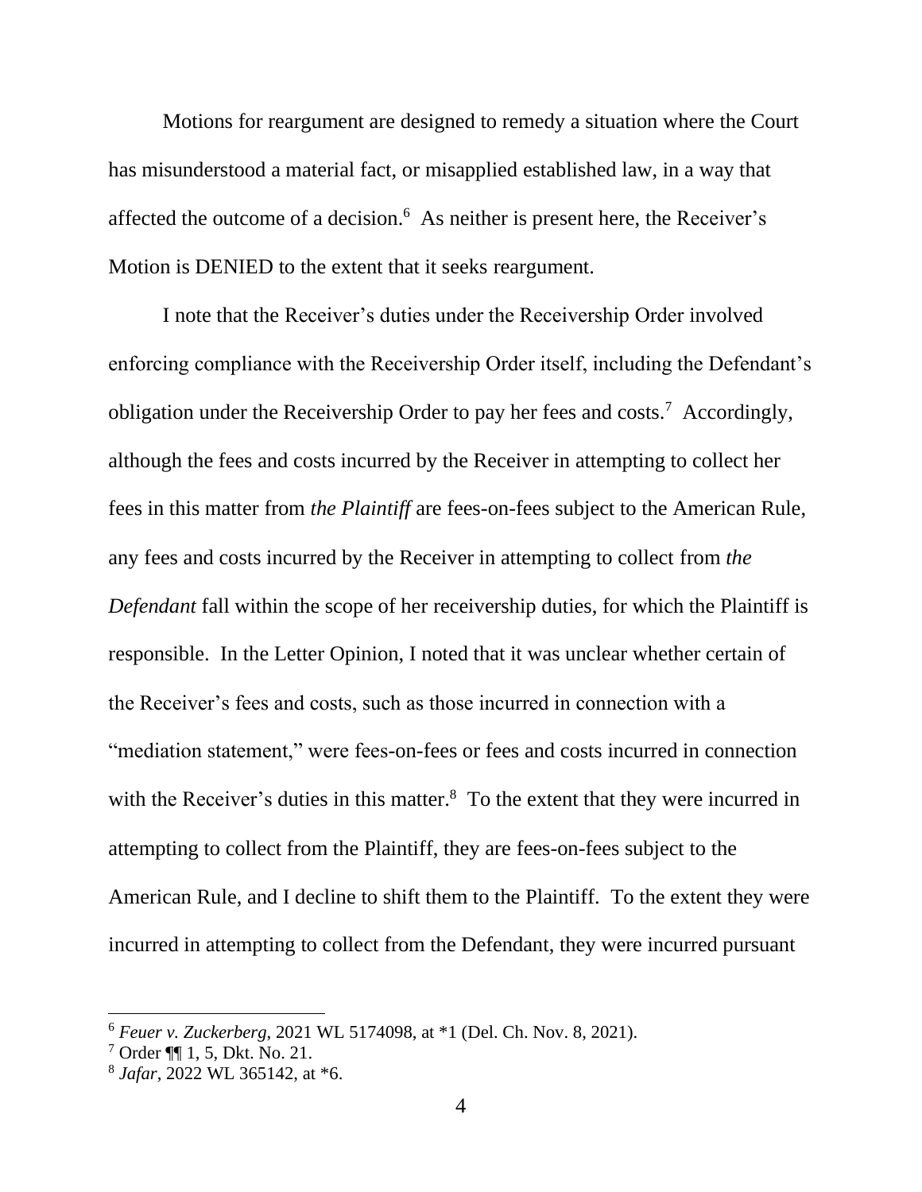Motions for reargument are designed to remedy a situation where the Court has misunderstood a material fact, or misapplied established law, in a way that affected the outcome of a decision.[6] As neither is present here, the Receiver's Motion is DENIED to the extent that it seeks reargument.

I note that the Receiver's duties under the Receivership Order involved enforcing compliance with the Receivership Order itself, including the Defendant's obligation under the Receivership Order to pay her fees and costs.[7] Accordingly, although the fees and costs incurred by the Receiver in attempting to collect her fees in this matter from *the Plaintiff* are fees-on-fees subject to the American Rule, any fees and costs incurred by the Receiver in attempting to collect from *the Defendant* fall within the scope of her receivership duties, for which the Plaintiff is responsible. In the Letter Opinion, I noted that it was unclear whether certain of the Receiver's fees and costs, such as those incurred in connection with a "mediation statement," were fees-on-fees or fees and costs incurred in connection with the Receiver's duties in this matter.[8] To the extent that they were incurred in attempting to collect from the Plaintiff, they are fees-on-fees subject to the American Rule, and I decline to shift them to the Plaintiff. To the extent they were incurred in attempting to collect from the Defendant, they were incurred pursuant

---

[6] *Feuer v. Zuckerberg*, 2021 WL 5174098, at *1 (Del. Ch. Nov. 8, 2021).

[7] Order ¶¶ 1, 5, Dkt. No. 21.

[8] *Jafar*, 2022 WL 365142, at *6.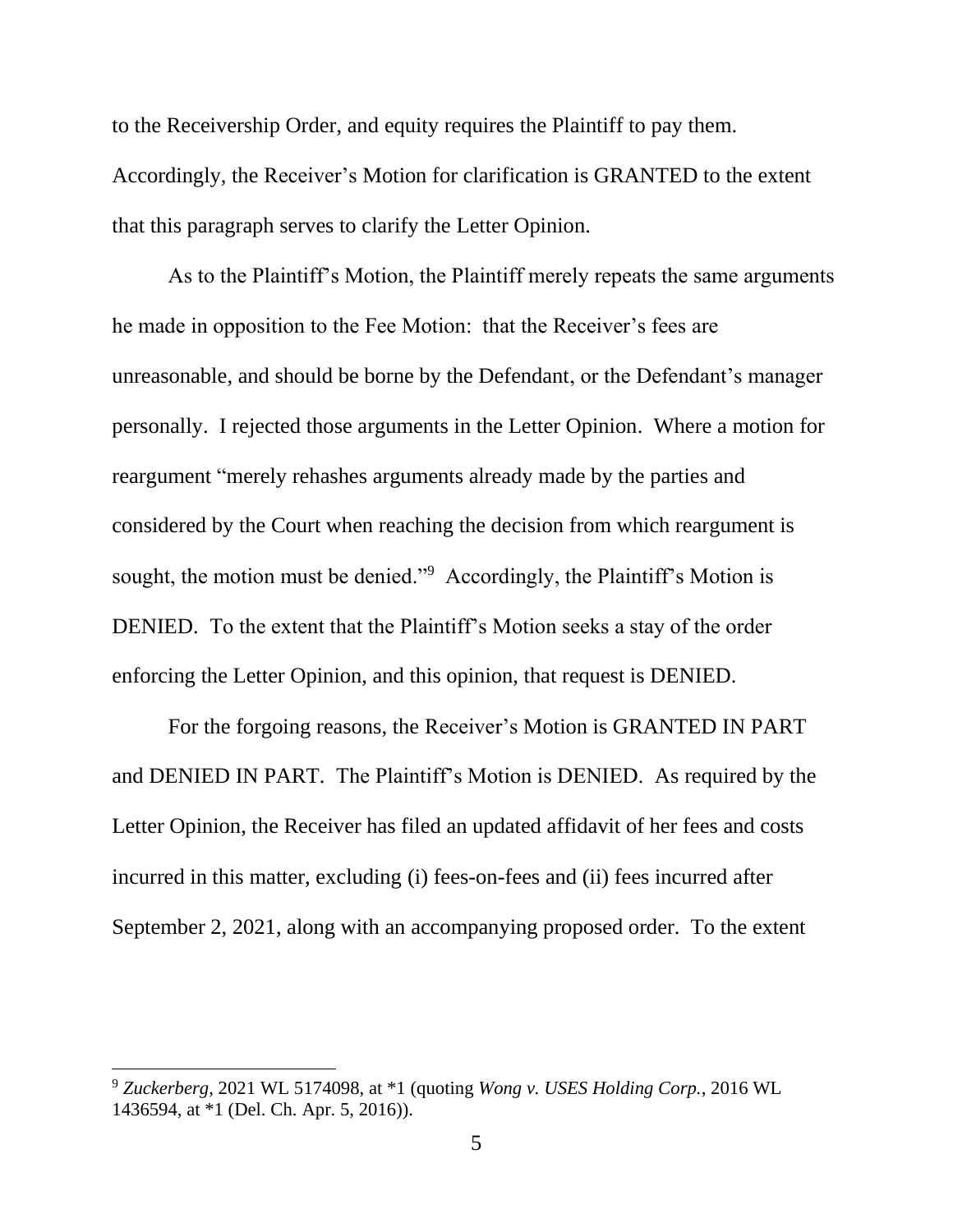to the Receivership Order, and equity requires the Plaintiff to pay them. Accordingly, the Receiver's Motion for clarification is GRANTED to the extent that this paragraph serves to clarify the Letter Opinion.

As to the Plaintiff's Motion, the Plaintiff merely repeats the same arguments he made in opposition to the Fee Motion: that the Receiver's fees are unreasonable, and should be borne by the Defendant, or the Defendant's manager personally. I rejected those arguments in the Letter Opinion. Where a motion for reargument "merely rehashes arguments already made by the parties and considered by the Court when reaching the decision from which reargument is sought, the motion must be denied."[9] Accordingly, the Plaintiff's Motion is DENIED. To the extent that the Plaintiff's Motion seeks a stay of the order enforcing the Letter Opinion, and this opinion, that request is DENIED.

For the forgoing reasons, the Receiver's Motion is GRANTED IN PART and DENIED IN PART. The Plaintiff's Motion is DENIED. As required by the Letter Opinion, the Receiver has filed an updated affidavit of her fees and costs incurred in this matter, excluding (i) fees-on-fees and (ii) fees incurred after September 2, 2021, along with an accompanying proposed order. To the extent

---

[9] *Zuckerberg*, 2021 WL 5174098, at *1 (quoting *Wong v. USES Holding Corp.*, 2016 WL 1436594, at *1 (Del. Ch. Apr. 5, 2016)).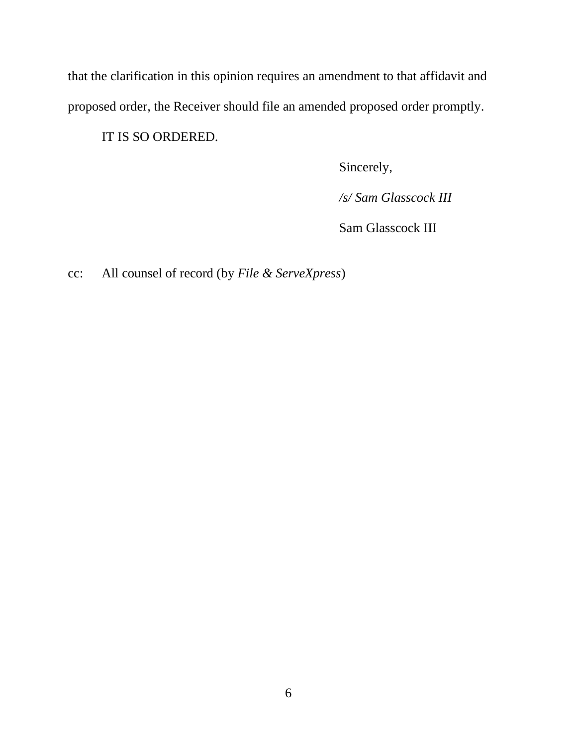that the clarification in this opinion requires an amendment to that affidavit and proposed order, the Receiver should file an amended proposed order promptly.

IT IS SO ORDERED.

Sincerely,

*/s/ Sam Glasscock III*

Sam Glasscock III

cc: All counsel of record (by *File & ServeXpress*)